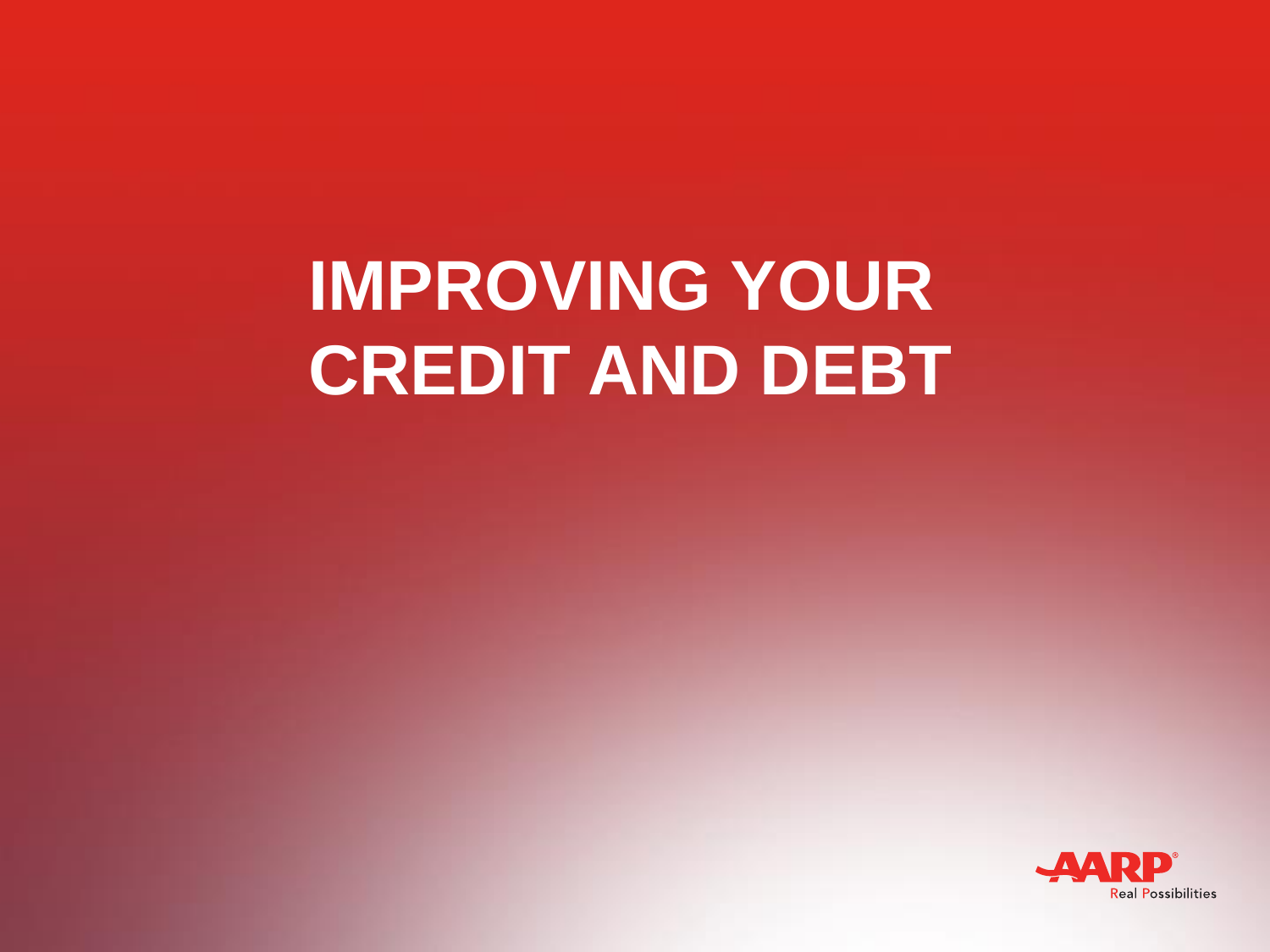# IMPROVING YOUR CREDIT AND DEBT

AARP® Real Possibilities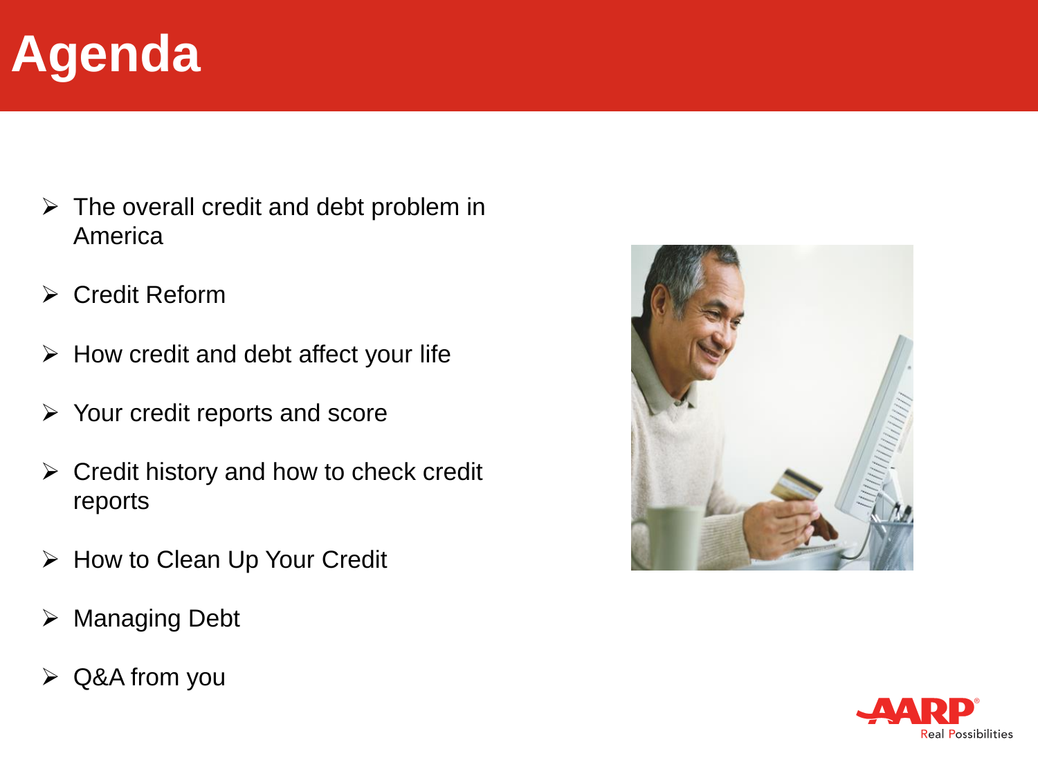# Agenda

- The overall credit and debt problem in America
- Credit Reform
- How credit and debt affect your life
- Your credit reports and score
- Credit history and how to check credit reports
- How to Clean Up Your Credit
- Managing Debt
- Q&A from you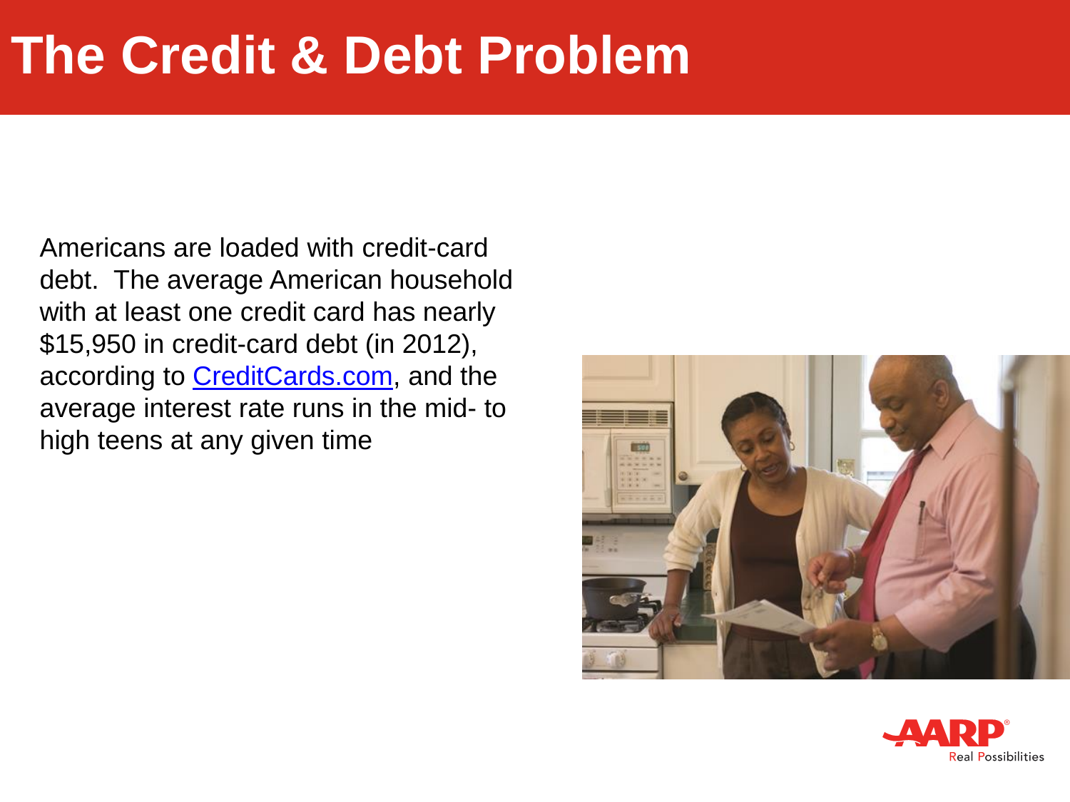# The Credit & Debt Problem

Americans are loaded with credit-card debt. The average American household with at least one credit card has nearly $15,950 in credit-card debt (in 2012), according to CreditCards.com, and the average interest rate runs in the mid- to high teens at any given time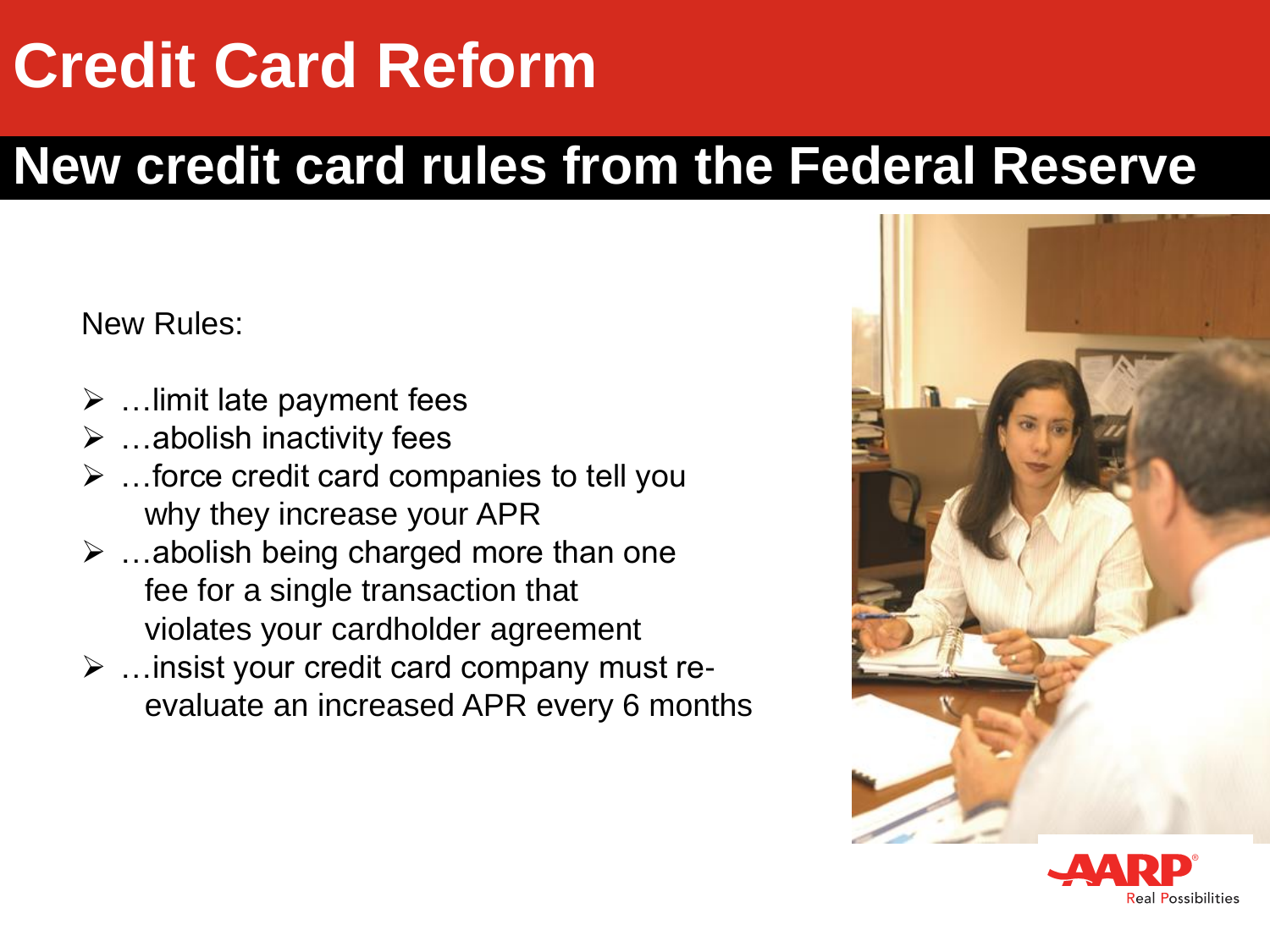# Credit Card Reform

## New credit card rules from the Federal Reserve

New Rules:

- …limit late payment fees
- …abolish inactivity fees
- …force credit card companies to tell you why they increase your APR
- …abolish being charged more than one fee for a single transaction that violates your cardholder agreement
- …insist your credit card company must re-evaluate an increased APR every 6 months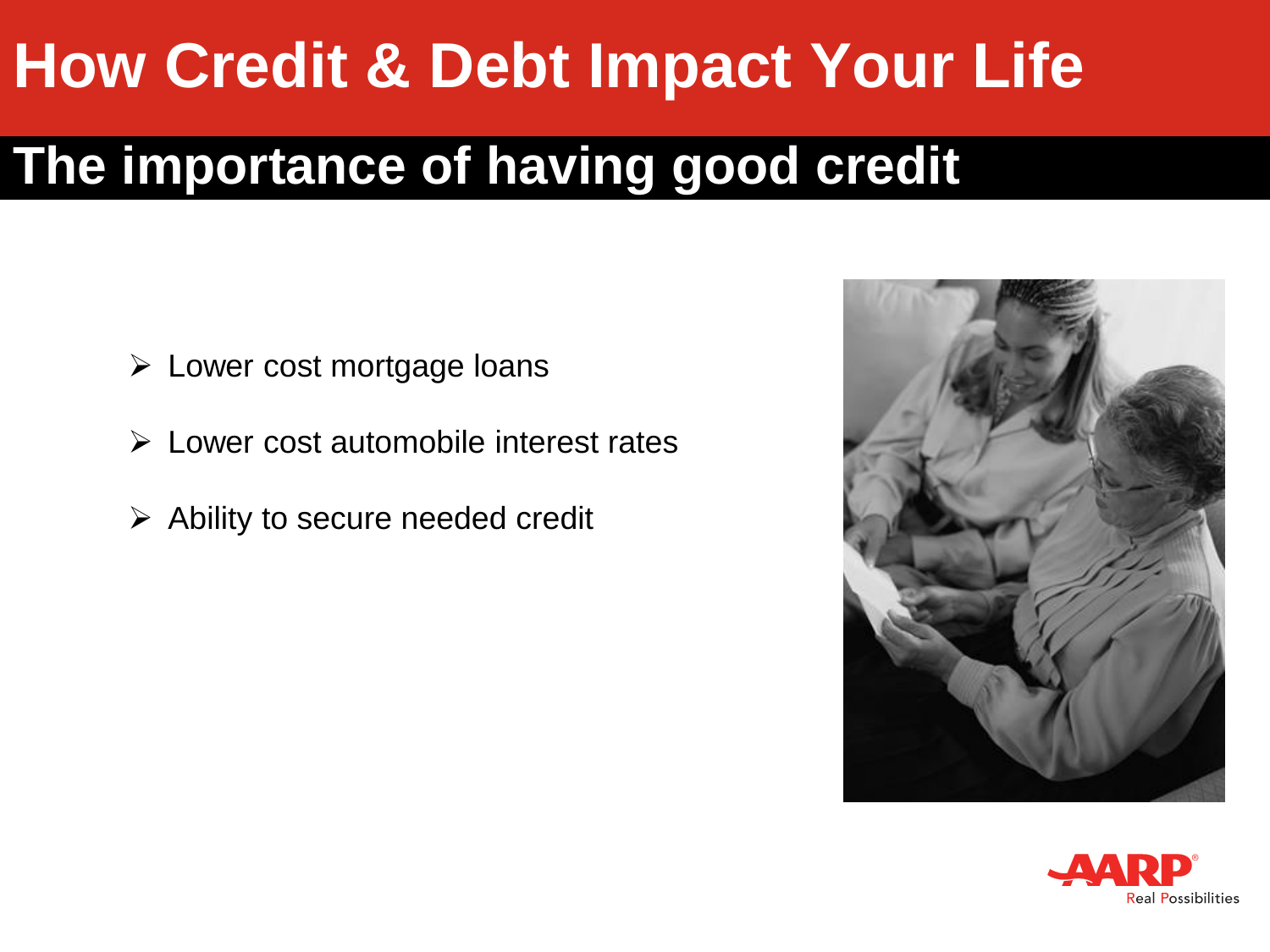# How Credit & Debt Impact Your Life

## The importance of having good credit

- Lower cost mortgage loans
- Lower cost automobile interest rates
- Ability to secure needed credit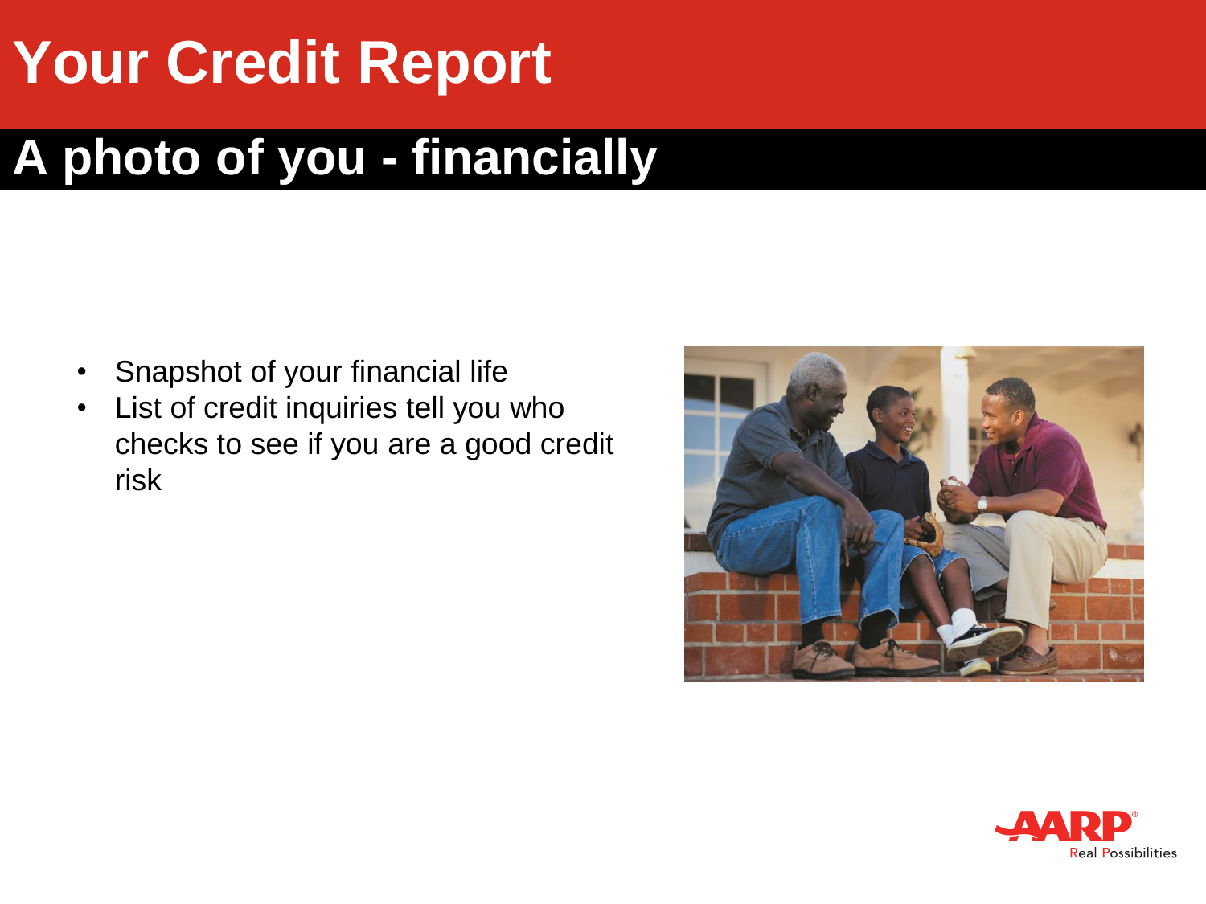# Your Credit Report

## A photo of you - financially

- Snapshot of your financial life
- List of credit inquiries tell you who checks to see if you are a good credit risk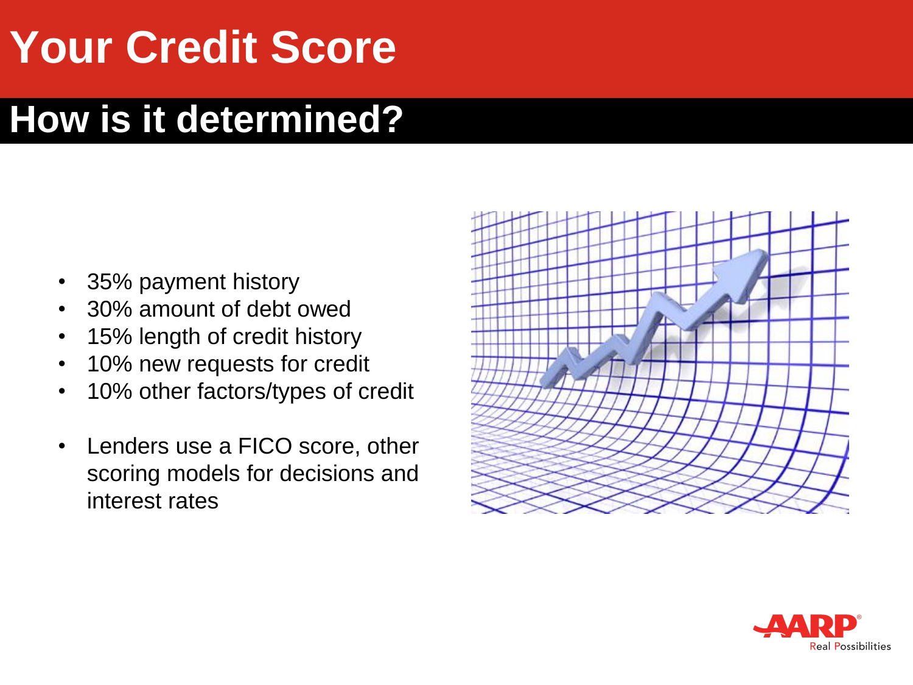# Your Credit Score

## How is it determined?

- 35% payment history
- 30% amount of debt owed
- 15% length of credit history
- 10% new requests for credit
- 10% other factors/types of credit

- Lenders use a FICO score, other scoring models for decisions and interest rates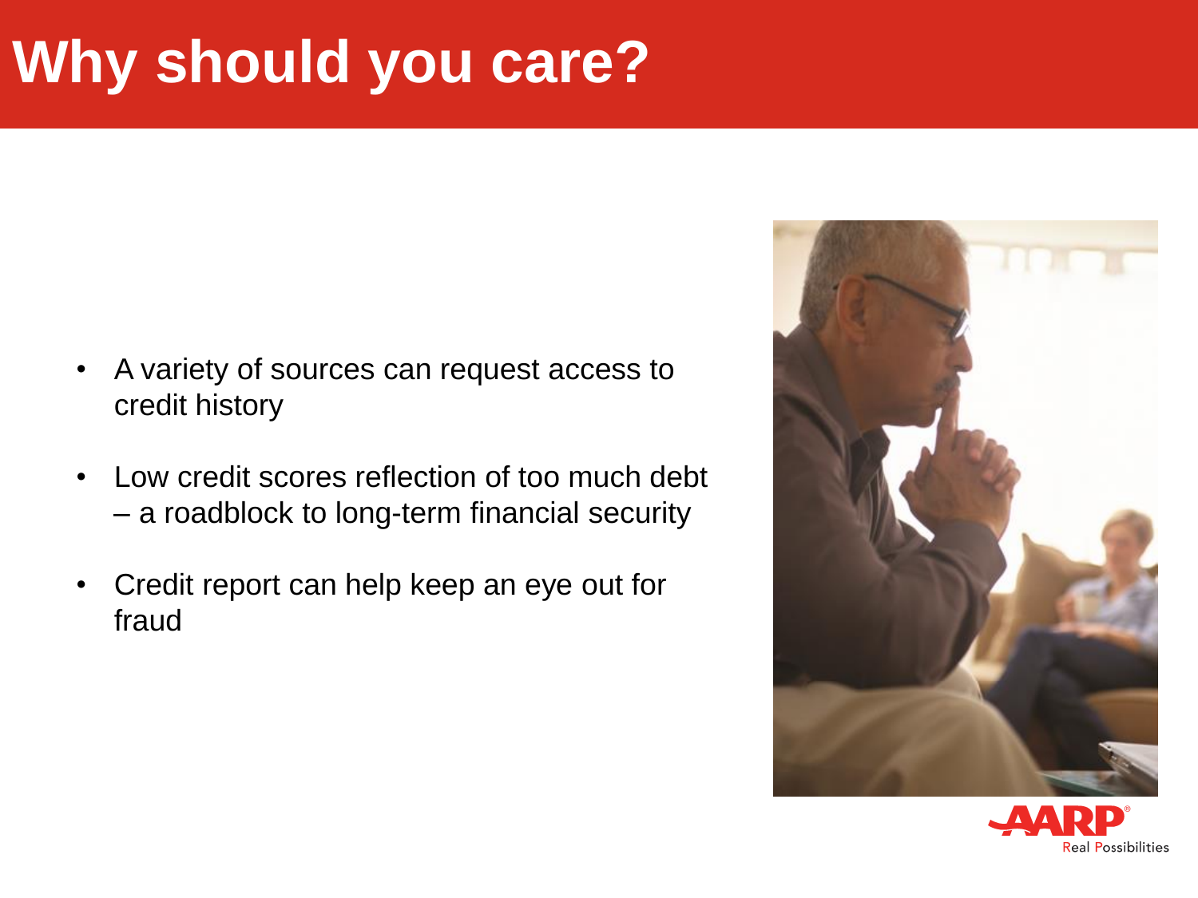# Why should you care?

- A variety of sources can request access to credit history
- Low credit scores reflection of too much debt – a roadblock to long-term financial security
- Credit report can help keep an eye out for fraud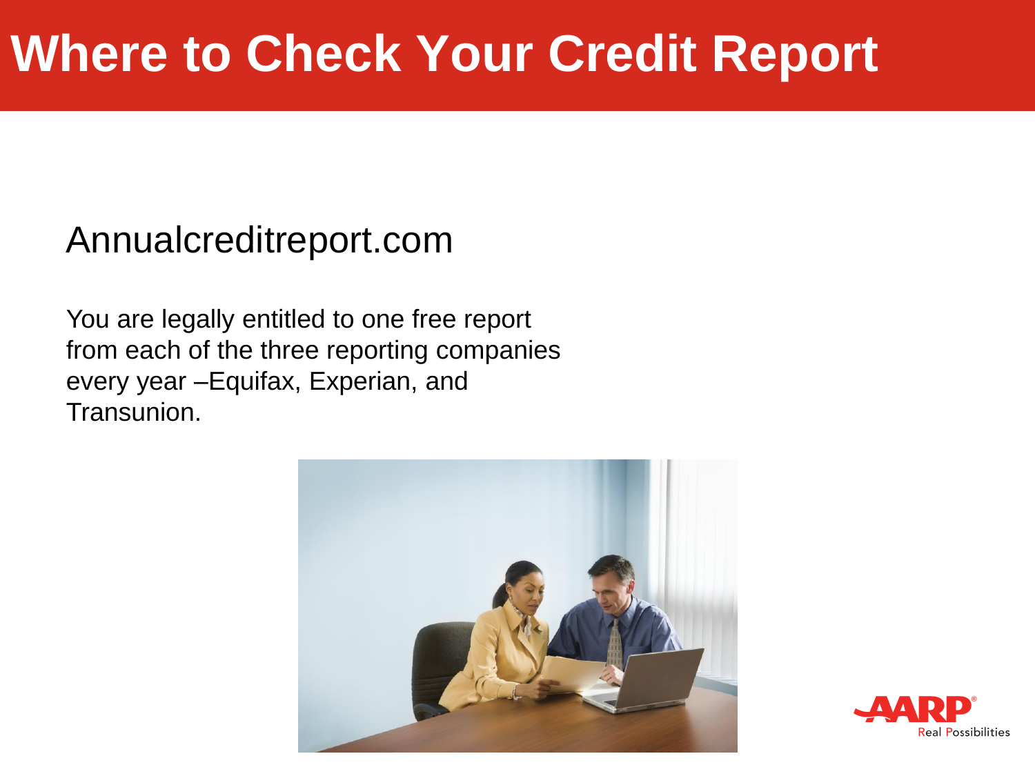# Where to Check Your Credit Report

Annualcreditreport.com

You are legally entitled to one free report from each of the three reporting companies every year –Equifax, Experian, and Transunion.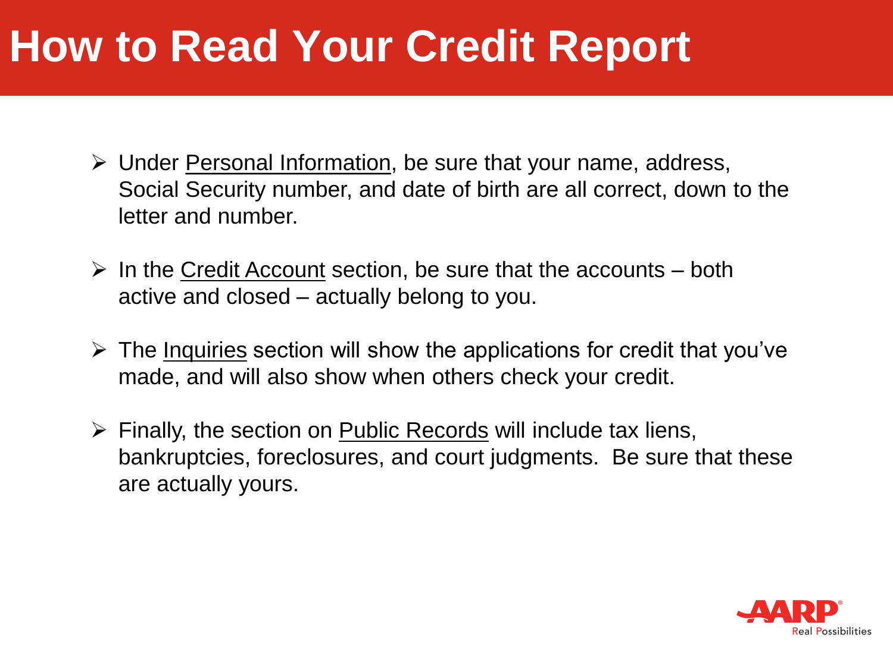# How to Read Your Credit Report

- Under Personal Information, be sure that your name, address, Social Security number, and date of birth are all correct, down to the letter and number.
- In the Credit Account section, be sure that the accounts – both active and closed – actually belong to you.
- The Inquiries section will show the applications for credit that you've made, and will also show when others check your credit.
- Finally, the section on Public Records will include tax liens, bankruptcies, foreclosures, and court judgments. Be sure that these are actually yours.

AARP Real Possibilities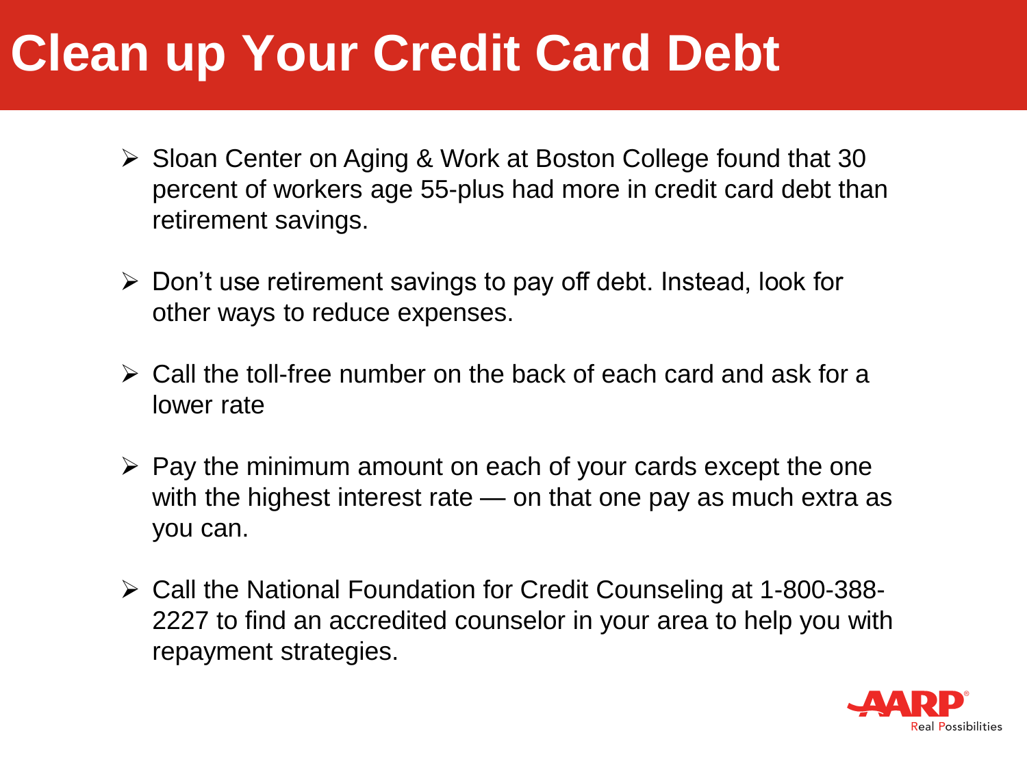# Clean up Your Credit Card Debt

- Sloan Center on Aging & Work at Boston College found that 30 percent of workers age 55-plus had more in credit card debt than retirement savings.
- Don't use retirement savings to pay off debt. Instead, look for other ways to reduce expenses.
- Call the toll-free number on the back of each card and ask for a lower rate
- Pay the minimum amount on each of your cards except the one with the highest interest rate — on that one pay as much extra as you can.
- Call the National Foundation for Credit Counseling at 1-800-388-2227 to find an accredited counselor in your area to help you with repayment strategies.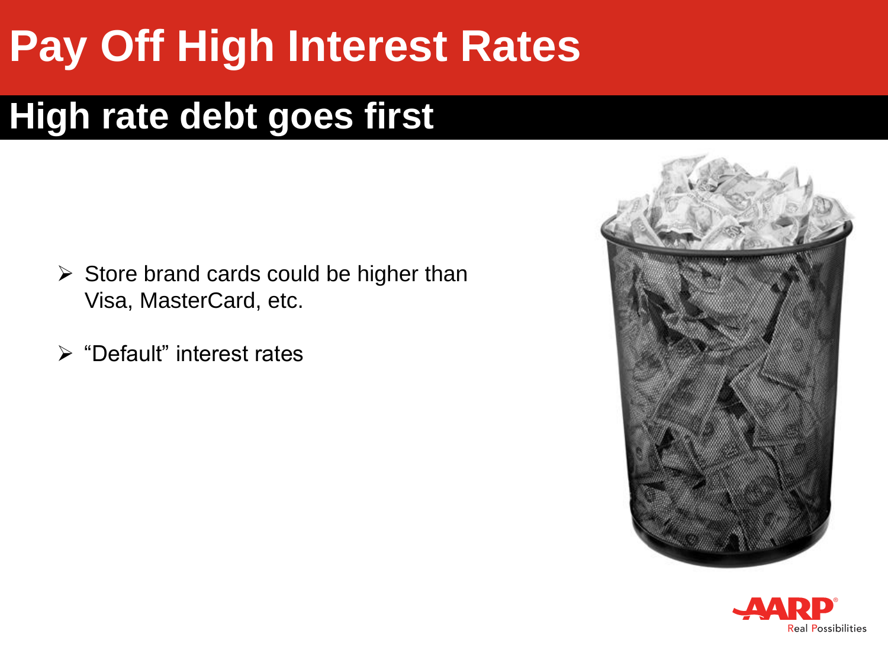# Pay Off High Interest Rates

## High rate debt goes first

- Store brand cards could be higher than Visa, MasterCard, etc.
- “Default” interest rates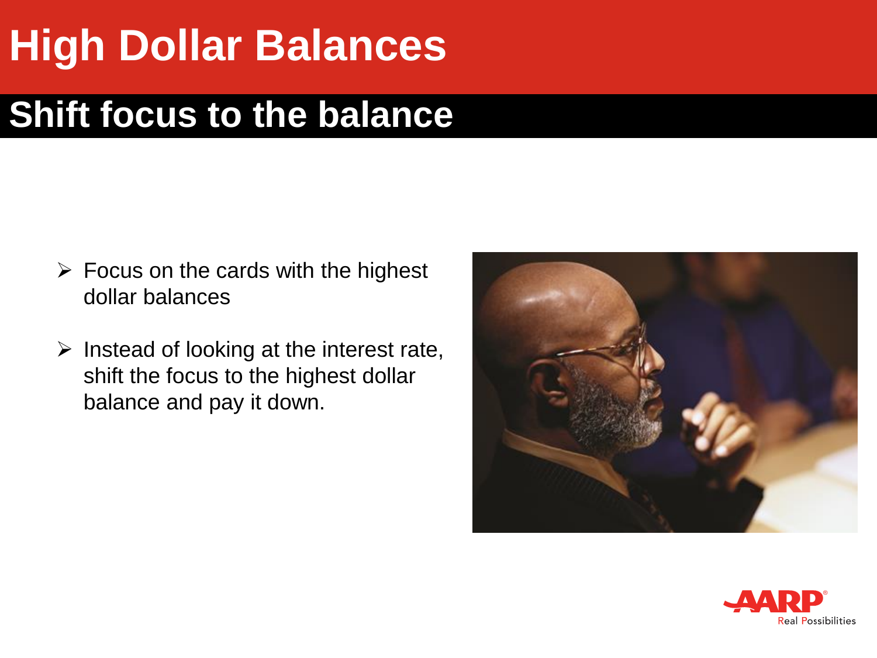# High Dollar Balances

## Shift focus to the balance

- Focus on the cards with the highest dollar balances
- Instead of looking at the interest rate, shift the focus to the highest dollar balance and pay it down.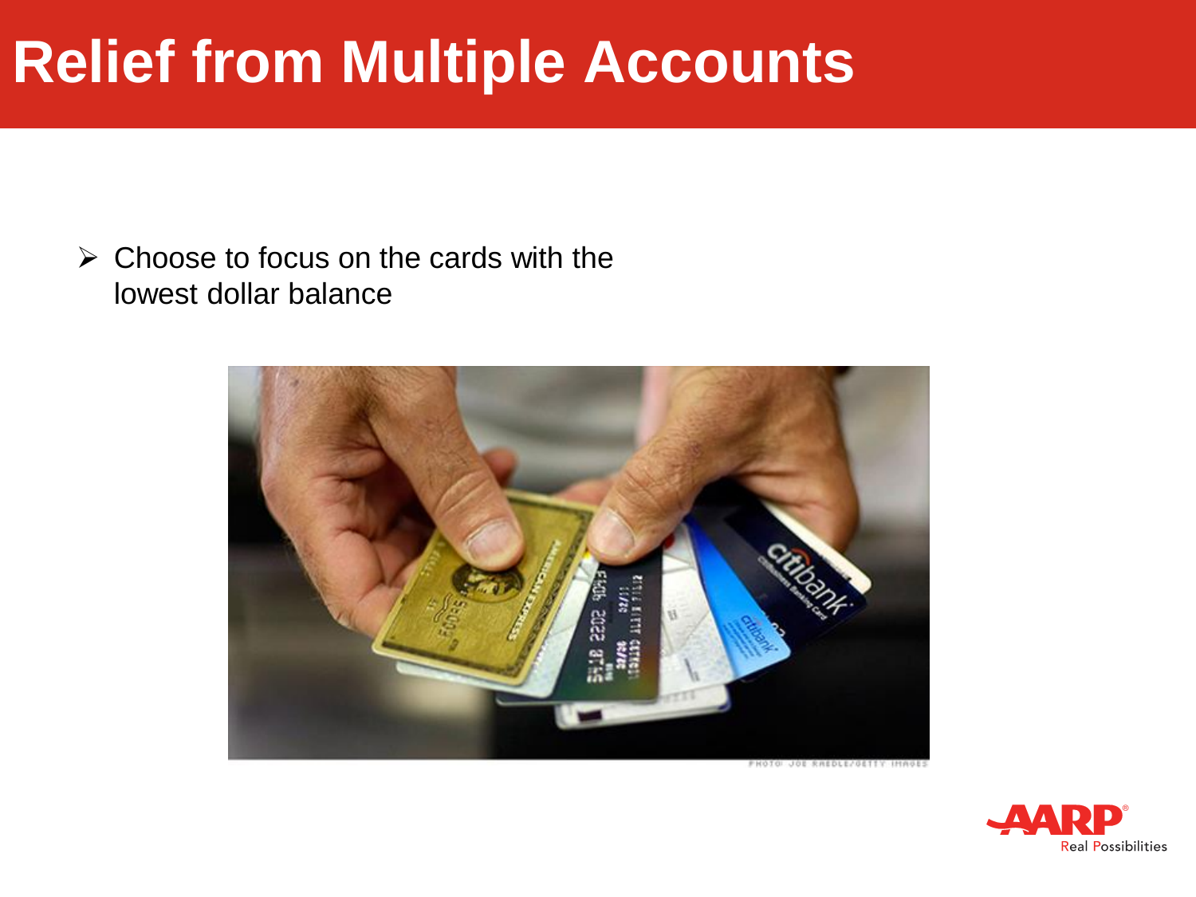# Relief from Multiple Accounts

- Choose to focus on the cards with the lowest dollar balance

PHOTO: JOE RAEDLE/GETTY IMAGES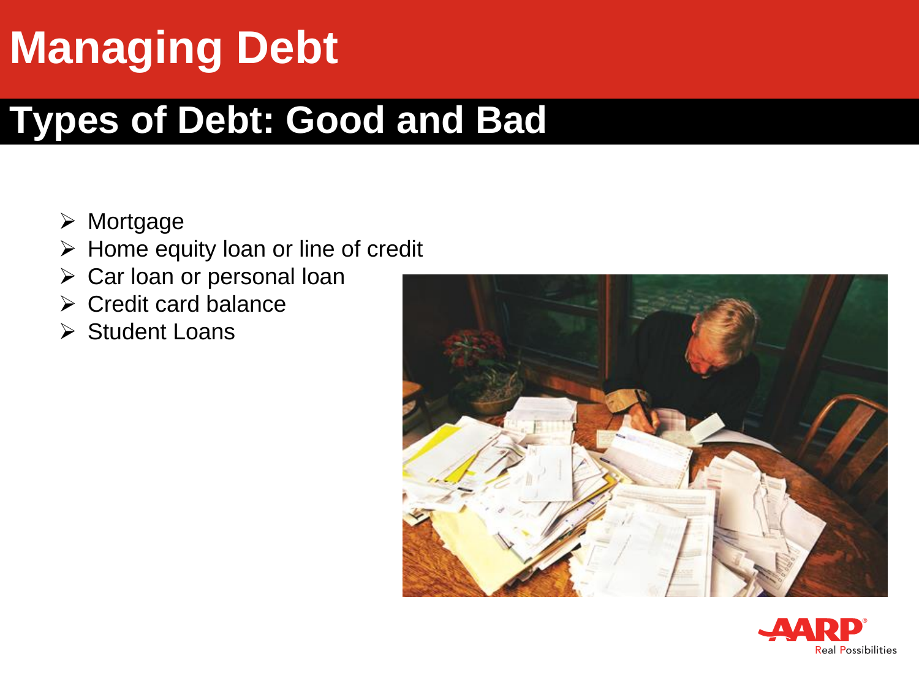# Managing Debt

## Types of Debt: Good and Bad

- Mortgage
- Home equity loan or line of credit
- Car loan or personal loan
- Credit card balance
- Student Loans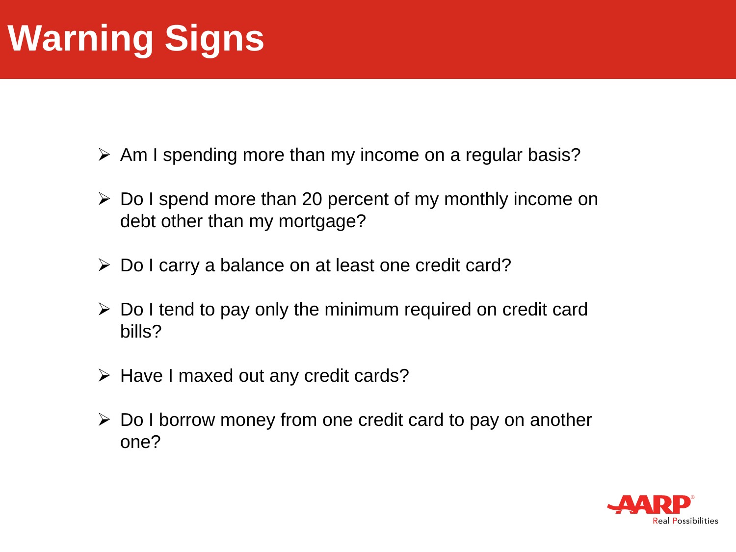# Warning Signs

- Am I spending more than my income on a regular basis?
- Do I spend more than 20 percent of my monthly income on debt other than my mortgage?
- Do I carry a balance on at least one credit card?
- Do I tend to pay only the minimum required on credit card bills?
- Have I maxed out any credit cards?
- Do I borrow money from one credit card to pay on another one?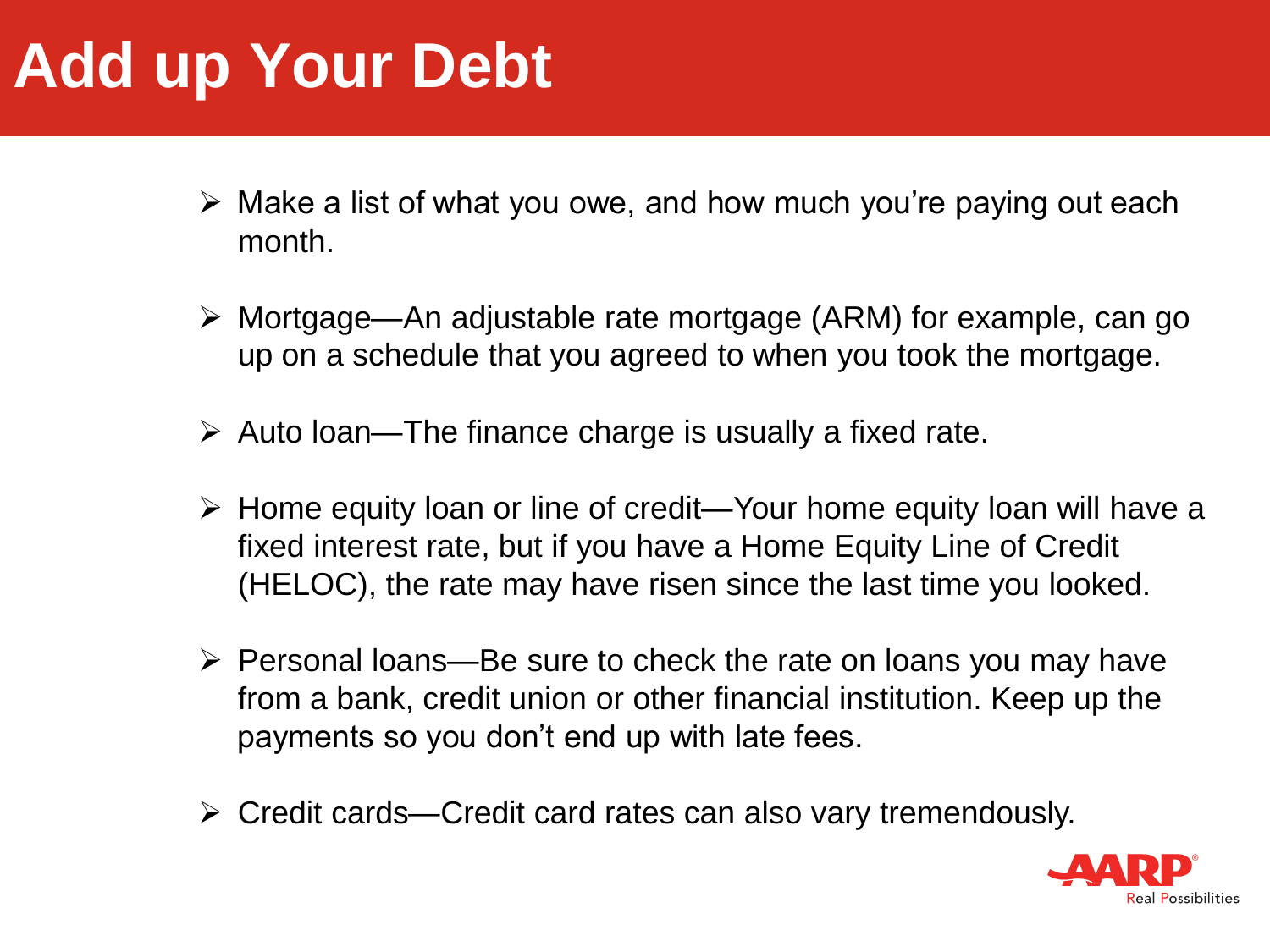# Add up Your Debt

- Make a list of what you owe, and how much you're paying out each month.
- Mortgage—An adjustable rate mortgage (ARM) for example, can go up on a schedule that you agreed to when you took the mortgage.
- Auto loan—The finance charge is usually a fixed rate.
- Home equity loan or line of credit—Your home equity loan will have a fixed interest rate, but if you have a Home Equity Line of Credit (HELOC), the rate may have risen since the last time you looked.
- Personal loans—Be sure to check the rate on loans you may have from a bank, credit union or other financial institution. Keep up the payments so you don't end up with late fees.
- Credit cards—Credit card rates can also vary tremendously.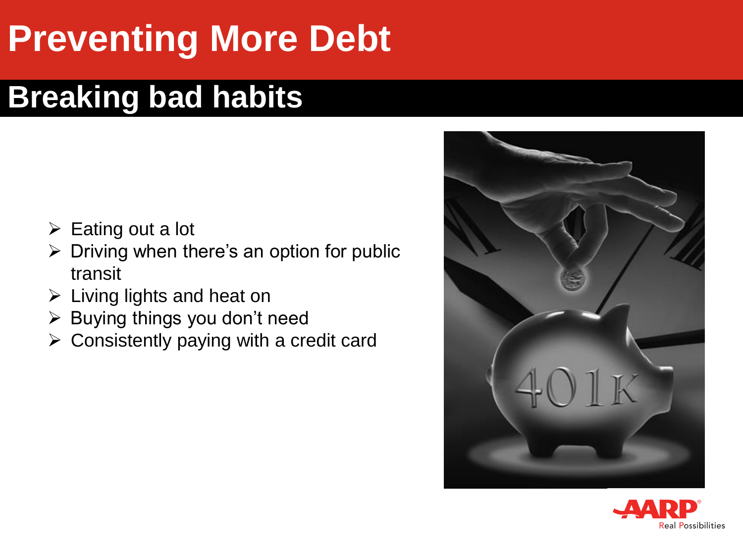# Preventing More Debt

## Breaking bad habits

- Eating out a lot
- Driving when there's an option for public transit
- Living lights and heat on
- Buying things you don't need
- Consistently paying with a credit card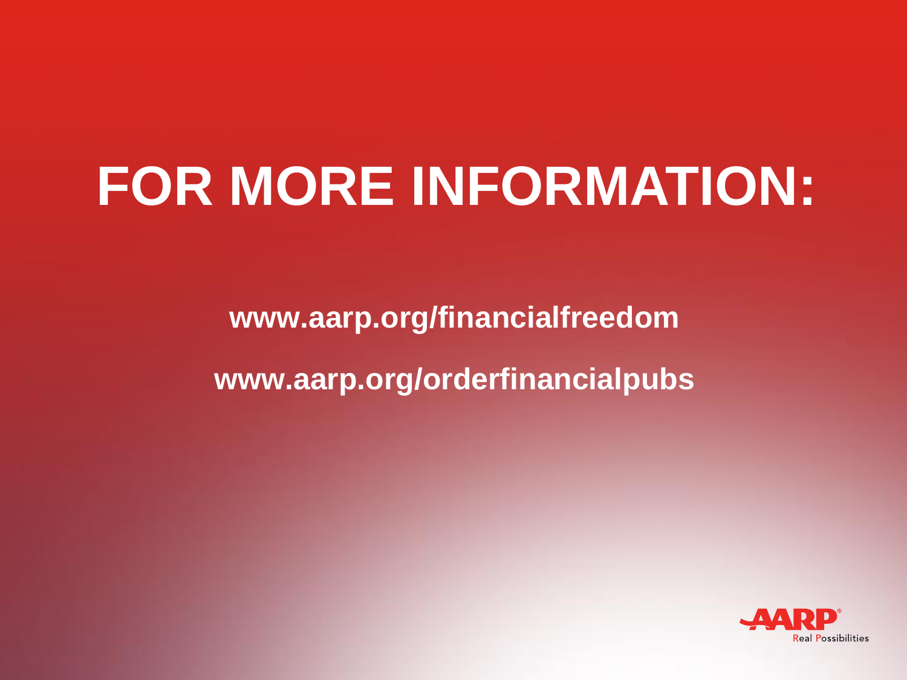# FOR MORE INFORMATION:

www.aarp.org/financialfreedom

www.aarp.org/orderfinancialpubs

AARP Real Possibilities